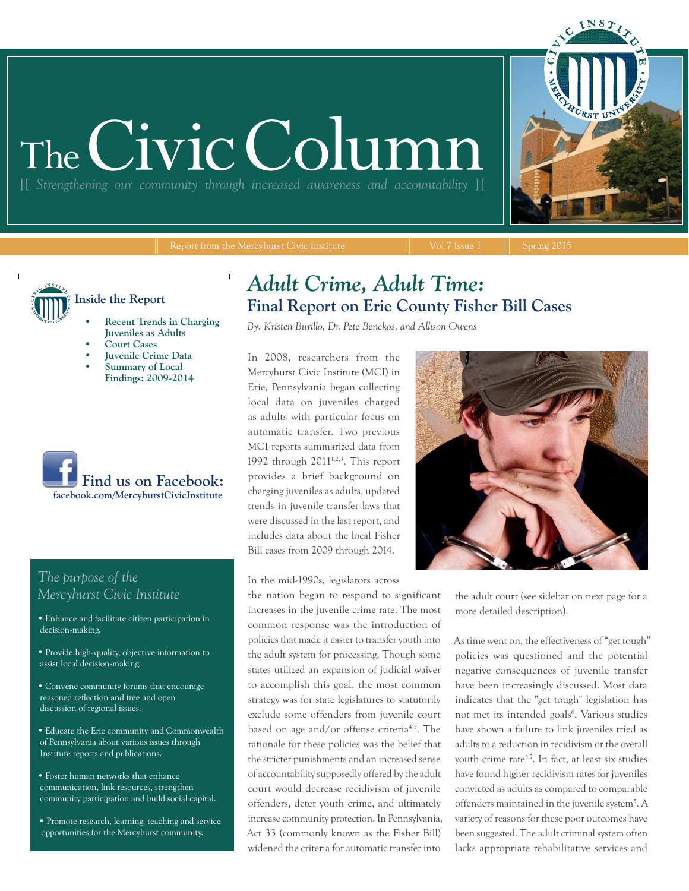# The Civic Column

][ *Strengthening our community through increased awareness and accountability* ][

Report from the Mercyhurst Civic Institute | Vol.7 Issue 1 | Spring 2015

## Inside the Report

- Recent Trends in Charging Juveniles as Adults
- Court Cases
- Juvenile Crime Data
- Summary of Local Findings: 2009-2014

**Find us on Facebook:**
**facebook.com/MercyhurstCivicInstitute**

### *The purpose of the Mercyhurst Civic Institute*

- Enhance and facilitate citizen participation in decision-making.
- Provide high-quality, objective information to assist local decision-making.
- Convene community forums that encourage reasoned reflection and free and open discussion of regional issues.
- Educate the Erie community and Commonwealth of Pennsylvania about various issues through Institute reports and publications.
- Foster human networks that enhance communication, link resources, strengthen community participation and build social capital.
- Promote research, learning, teaching and service opportunities for the Mercyhurst community.

# *Adult Crime, Adult Time:*

## Final Report on Erie County Fisher Bill Cases

*By: Kristen Burillo, Dr. Pete Benekos, and Allison Owens*

In 2008, researchers from the Mercyhurst Civic Institute (MCI) in Erie, Pennsylvania began collecting local data on juveniles charged as adults with particular focus on automatic transfer. Two previous MCI reports summarized data from 1992 through 2011[1,2,3]. This report provides a brief background on charging juveniles as adults, updated trends in juvenile transfer laws that were discussed in the last report, and includes data about the local Fisher Bill cases from 2009 through 2014.

In the mid-1990s, legislators across the nation began to respond to significant increases in the juvenile crime rate. The most common response was the introduction of policies that made it easier to transfer youth into the adult system for processing. Though some states utilized an expansion of judicial waiver to accomplish this goal, the most common strategy was for state legislatures to statutorily exclude some offenders from juvenile court based on age and/or offense criteria[4,5]. The rationale for these policies was the belief that the stricter punishments and an increased sense of accountability supposedly offered by the adult court would decrease recidivism of juvenile offenders, deter youth crime, and ultimately increase community protection. In Pennsylvania, Act 33 (commonly known as the Fisher Bill) widened the criteria for automatic transfer into the adult court (see sidebar on next page for a more detailed description).

As time went on, the effectiveness of "get tough" policies was questioned and the potential negative consequences of juvenile transfer have been increasingly discussed. Most data indicates that the "get tough" legislation has not met its intended goals[6]. Various studies have shown a failure to link juveniles tried as adults to a reduction in recidivism or the overall youth crime rate[4,7]. In fact, at least six studies have found higher recidivism rates for juveniles convicted as adults as compared to comparable offenders maintained in the juvenile system[5]. A variety of reasons for these poor outcomes have been suggested. The adult criminal system often lacks appropriate rehabilitative services and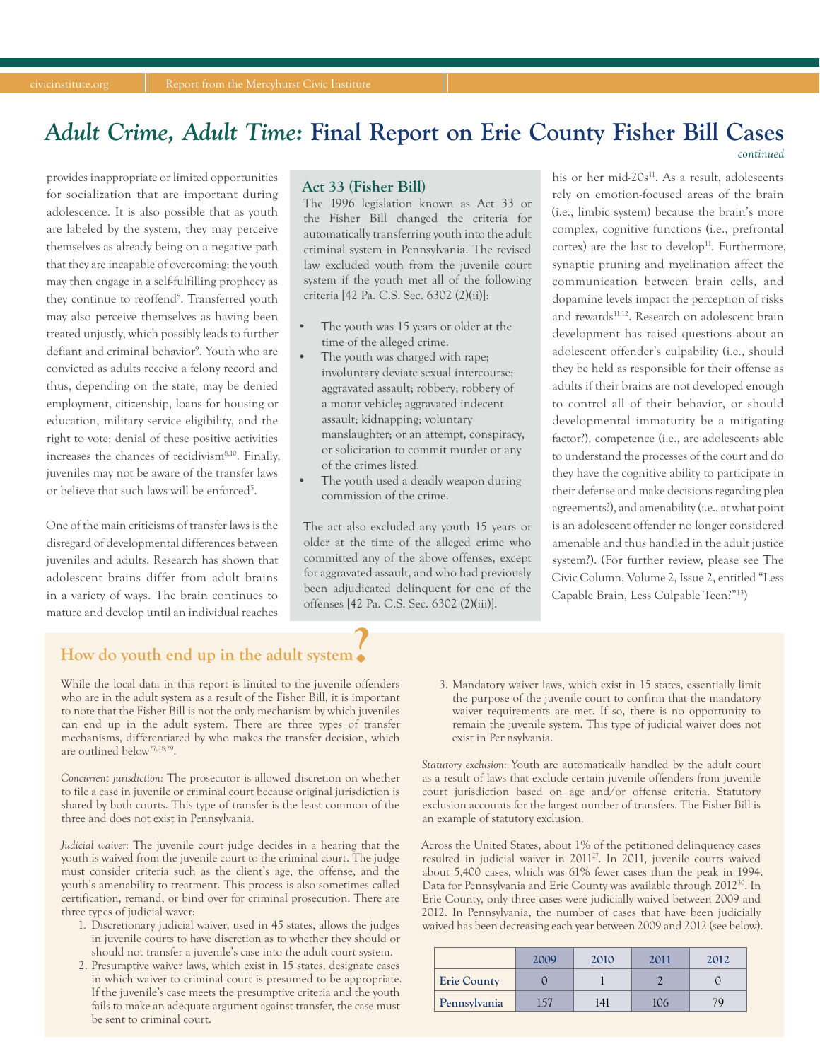# *Adult Crime, Adult Time:* Final Report on Erie County Fisher Bill Cases

*continued*

provides inappropriate or limited opportunities for socialization that are important during adolescence. It is also possible that as youth are labeled by the system, they may perceive themselves as already being on a negative path that they are incapable of overcoming; the youth may then engage in a self-fulfilling prophecy as they continue to reoffend[8]. Transferred youth may also perceive themselves as having been treated unjustly, which possibly leads to further defiant and criminal behavior[9]. Youth who are convicted as adults receive a felony record and thus, depending on the state, may be denied employment, citizenship, loans for housing or education, military service eligibility, and the right to vote; denial of these positive activities increases the chances of recidivism[8,10]. Finally, juveniles may not be aware of the transfer laws or believe that such laws will be enforced[5].

One of the main criticisms of transfer laws is the disregard of developmental differences between juveniles and adults. Research has shown that adolescent brains differ from adult brains in a variety of ways. The brain continues to mature and develop until an individual reaches his or her mid-20s[11]. As a result, adolescents rely on emotion-focused areas of the brain (i.e., limbic system) because the brain's more complex, cognitive functions (i.e., prefrontal cortex) are the last to develop[11]. Furthermore, synaptic pruning and myelination affect the communication between brain cells, and dopamine levels impact the perception of risks and rewards[11,12]. Research on adolescent brain development has raised questions about an adolescent offender's culpability (i.e., should they be held as responsible for their offense as adults if their brains are not developed enough to control all of their behavior, or should developmental immaturity be a mitigating factor?), competence (i.e., are adolescents able to understand the processes of the court and do they have the cognitive ability to participate in their defense and make decisions regarding plea agreements?), and amenability (i.e., at what point is an adolescent offender no longer considered amenable and thus handled in the adult justice system?). (For further review, please see The Civic Column, Volume 2, Issue 2, entitled "Less Capable Brain, Less Culpable Teen?"[13])

## Act 33 (Fisher Bill)

The 1996 legislation known as Act 33 or the Fisher Bill changed the criteria for automatically transferring youth into the adult criminal system in Pennsylvania. The revised law excluded youth from the juvenile court system if the youth met all of the following criteria [42 Pa. C.S. Sec. 6302 (2)(ii)]:

- The youth was 15 years or older at the time of the alleged crime.
- The youth was charged with rape; involuntary deviate sexual intercourse; aggravated assault; robbery; robbery of a motor vehicle; aggravated indecent assault; kidnapping; voluntary manslaughter; or an attempt, conspiracy, or solicitation to commit murder or any of the crimes listed.
- The youth used a deadly weapon during commission of the crime.

The act also excluded any youth 15 years or older at the time of the alleged crime who committed any of the above offenses, except for aggravated assault, and who had previously been adjudicated delinquent for one of the offenses [42 Pa. C.S. Sec. 6302 (2)(iii)].

## How do youth end up in the adult system?

While the local data in this report is limited to the juvenile offenders who are in the adult system as a result of the Fisher Bill, it is important to note that the Fisher Bill is not the only mechanism by which juveniles can end up in the adult system. There are three types of transfer mechanisms, differentiated by who makes the transfer decision, which are outlined below[27,28,29].

*Concurrent jurisdiction:* The prosecutor is allowed discretion on whether to file a case in juvenile or criminal court because original jurisdiction is shared by both courts. This type of transfer is the least common of the three and does not exist in Pennsylvania.

*Judicial waiver:* The juvenile court judge decides in a hearing that the youth is waived from the juvenile court to the criminal court. The judge must consider criteria such as the client's age, the offense, and the youth's amenability to treatment. This process is also sometimes called certification, remand, or bind over for criminal prosecution. There are three types of judicial waiver:

1. Discretionary judicial waiver, used in 45 states, allows the judges in juvenile courts to have discretion as to whether they should or should not transfer a juvenile's case into the adult court system.
2. Presumptive waiver laws, which exist in 15 states, designate cases in which waiver to criminal court is presumed to be appropriate. If the juvenile's case meets the presumptive criteria and the youth fails to make an adequate argument against transfer, the case must be sent to criminal court.
3. Mandatory waiver laws, which exist in 15 states, essentially limit the purpose of the juvenile court to confirm that the mandatory waiver requirements are met. If so, there is no opportunity to remain the juvenile system. This type of judicial waiver does not exist in Pennsylvania.

*Statutory exclusion:* Youth are automatically handled by the adult court as a result of laws that exclude certain juvenile offenders from juvenile court jurisdiction based on age and/or offense criteria. Statutory exclusion accounts for the largest number of transfers. The Fisher Bill is an example of statutory exclusion.

Across the United States, about 1% of the petitioned delinquency cases resulted in judicial waiver in 2011[27]. In 2011, juvenile courts waived about 5,400 cases, which was 61% fewer cases than the peak in 1994. Data for Pennsylvania and Erie County was available through 2012[30]. In Erie County, only three cases were judicially waived between 2009 and 2012. In Pennsylvania, the number of cases that have been judicially waived has been decreasing each year between 2009 and 2012 (see below).

| | 2009 | 2010 | 2011 | 2012 |
|---|---|---|---|---|
| **Erie County** | 0 | 1 | 2 | 0 |
| **Pennsylvania** | 157 | 141 | 106 | 79 |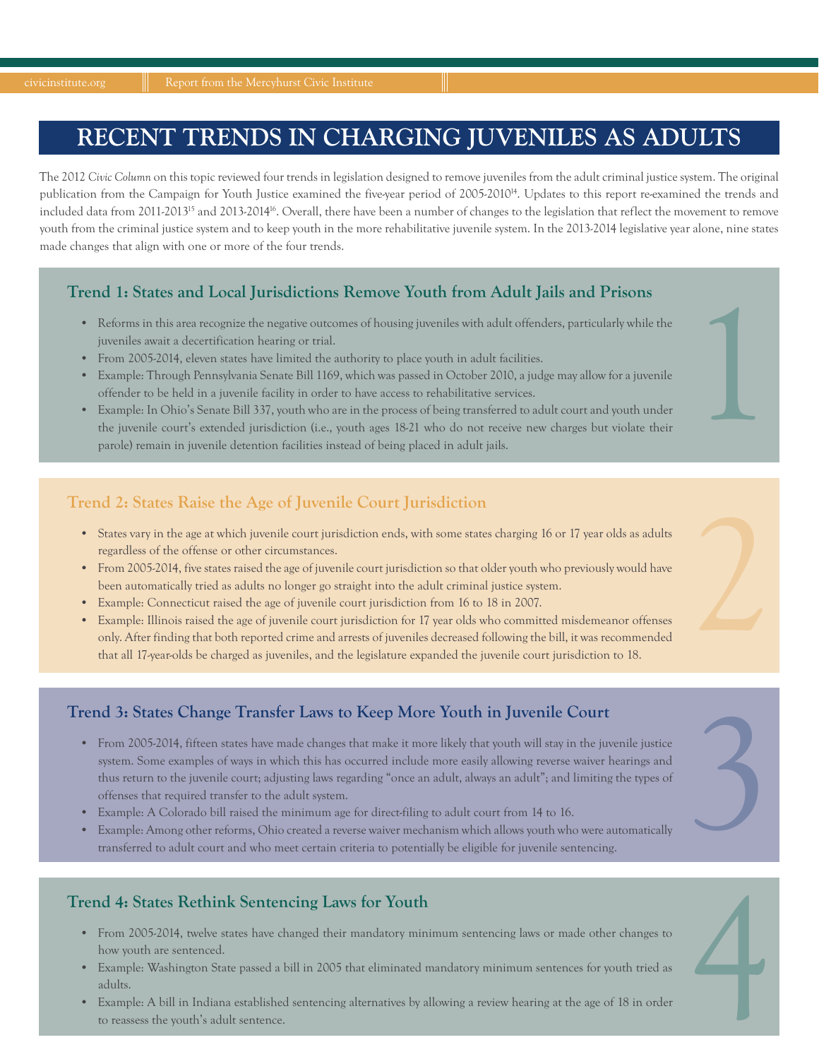# RECENT TRENDS IN CHARGING JUVENILES AS ADULTS

The 2012 *Civic Column* on this topic reviewed four trends in legislation designed to remove juveniles from the adult criminal justice system. The original publication from the Campaign for Youth Justice examined the five-year period of 2005-2010[14]. Updates to this report re-examined the trends and included data from 2011-2013[15] and 2013-2014[16]. Overall, there have been a number of changes to the legislation that reflect the movement to remove youth from the criminal justice system and to keep youth in the more rehabilitative juvenile system. In the 2013-2014 legislative year alone, nine states made changes that align with one or more of the four trends.

## Trend 1: States and Local Jurisdictions Remove Youth from Adult Jails and Prisons

- Reforms in this area recognize the negative outcomes of housing juveniles with adult offenders, particularly while the juveniles await a decertification hearing or trial.
- From 2005-2014, eleven states have limited the authority to place youth in adult facilities.
- Example: Through Pennsylvania Senate Bill 1169, which was passed in October 2010, a judge may allow for a juvenile offender to be held in a juvenile facility in order to have access to rehabilitative services.
- Example: In Ohio's Senate Bill 337, youth who are in the process of being transferred to adult court and youth under the juvenile court's extended jurisdiction (i.e., youth ages 18-21 who do not receive new charges but violate their parole) remain in juvenile detention facilities instead of being placed in adult jails.

## Trend 2: States Raise the Age of Juvenile Court Jurisdiction

- States vary in the age at which juvenile court jurisdiction ends, with some states charging 16 or 17 year olds as adults regardless of the offense or other circumstances.
- From 2005-2014, five states raised the age of juvenile court jurisdiction so that older youth who previously would have been automatically tried as adults no longer go straight into the adult criminal justice system.
- Example: Connecticut raised the age of juvenile court jurisdiction from 16 to 18 in 2007.
- Example: Illinois raised the age of juvenile court jurisdiction for 17 year olds who committed misdemeanor offenses only. After finding that both reported crime and arrests of juveniles decreased following the bill, it was recommended that all 17-year-olds be charged as juveniles, and the legislature expanded the juvenile court jurisdiction to 18.

## Trend 3: States Change Transfer Laws to Keep More Youth in Juvenile Court

- From 2005-2014, fifteen states have made changes that make it more likely that youth will stay in the juvenile justice system. Some examples of ways in which this has occurred include more easily allowing reverse waiver hearings and thus return to the juvenile court; adjusting laws regarding "once an adult, always an adult"; and limiting the types of offenses that required transfer to the adult system.
- Example: A Colorado bill raised the minimum age for direct-filing to adult court from 14 to 16.
- Example: Among other reforms, Ohio created a reverse waiver mechanism which allows youth who were automatically transferred to adult court and who meet certain criteria to potentially be eligible for juvenile sentencing.

## Trend 4: States Rethink Sentencing Laws for Youth

- From 2005-2014, twelve states have changed their mandatory minimum sentencing laws or made other changes to how youth are sentenced.
- Example: Washington State passed a bill in 2005 that eliminated mandatory minimum sentences for youth tried as adults.
- Example: A bill in Indiana established sentencing alternatives by allowing a review hearing at the age of 18 in order to reassess the youth's adult sentence.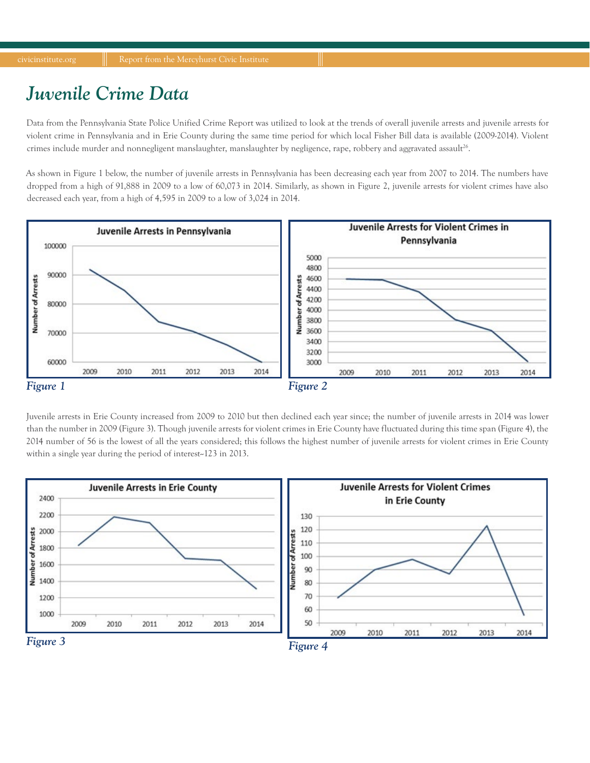# *Juvenile Crime Data*

Data from the Pennsylvania State Police Unified Crime Report was utilized to look at the trends of overall juvenile arrests and juvenile arrests for violent crime in Pennsylvania and in Erie County during the same time period for which local Fisher Bill data is available (2009-2014). Violent crimes include murder and nonnegligent manslaughter, manslaughter by negligence, rape, robbery and aggravated assault[26].

As shown in Figure 1 below, the number of juvenile arrests in Pennsylvania has been decreasing each year from 2007 to 2014. The numbers have dropped from a high of 91,888 in 2009 to a low of 60,073 in 2014. Similarly, as shown in Figure 2, juvenile arrests for violent crimes have also decreased each year, from a high of 4,595 in 2009 to a low of 3,024 in 2014.

**Juvenile Arrests in Pennsylvania**

*Figure 1*

**Juvenile Arrests for Violent Crimes in Pennsylvania**

*Figure 2*

Juvenile arrests in Erie County increased from 2009 to 2010 but then declined each year since; the number of juvenile arrests in 2014 was lower than the number in 2009 (Figure 3). Though juvenile arrests for violent crimes in Erie County have fluctuated during this time span (Figure 4), the 2014 number of 56 is the lowest of all the years considered; this follows the highest number of juvenile arrests for violent crimes in Erie County within a single year during the period of interest–123 in 2013.

**Juvenile Arrests in Erie County**

*Figure 3*

**Juvenile Arrests for Violent Crimes in Erie County**

*Figure 4*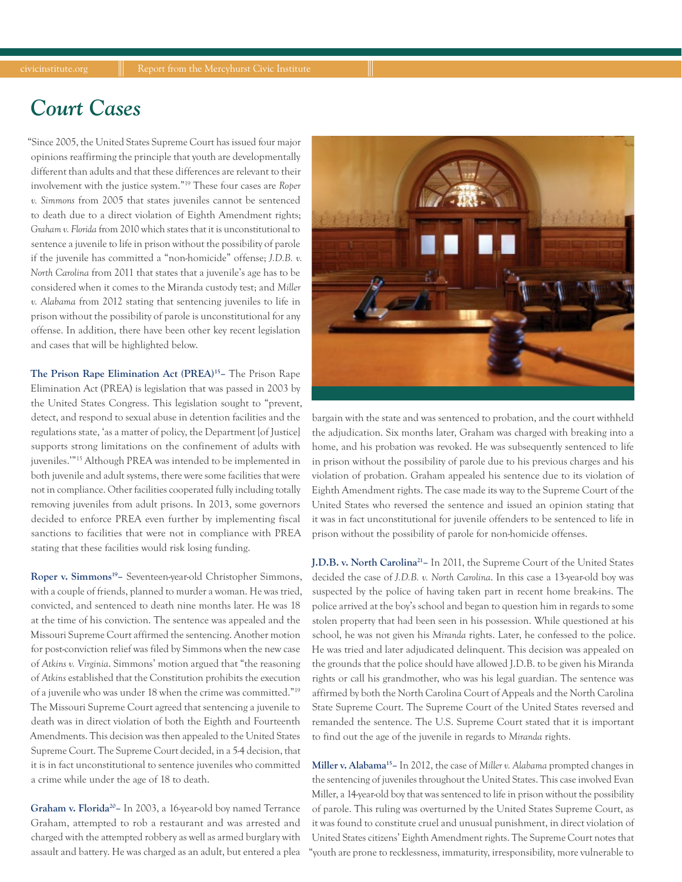## Court Cases

"Since 2005, the United States Supreme Court has issued four major opinions reaffirming the principle that youth are developmentally different than adults and that these differences are relevant to their involvement with the justice system."[19] These four cases are *Roper v. Simmons* from 2005 that states juveniles cannot be sentenced to death due to a direct violation of Eighth Amendment rights; *Graham v. Florida* from 2010 which states that it is unconstitutional to sentence a juvenile to life in prison without the possibility of parole if the juvenile has committed a "non-homicide" offense; *J.D.B. v. North Carolina* from 2011 that states that a juvenile's age has to be considered when it comes to the Miranda custody test; and *Miller v. Alabama* from 2012 stating that sentencing juveniles to life in prison without the possibility of parole is unconstitutional for any offense. In addition, there have been other key recent legislation and cases that will be highlighted below.

**The Prison Rape Elimination Act (PREA)[15]–** The Prison Rape Elimination Act (PREA) is legislation that was passed in 2003 by the United States Congress. This legislation sought to "prevent, detect, and respond to sexual abuse in detention facilities and the regulations state, 'as a matter of policy, the Department [of Justice] supports strong limitations on the confinement of adults with juveniles.'"[15] Although PREA was intended to be implemented in both juvenile and adult systems, there were some facilities that were not in compliance. Other facilities cooperated fully including totally removing juveniles from adult prisons. In 2013, some governors decided to enforce PREA even further by implementing fiscal sanctions to facilities that were not in compliance with PREA stating that these facilities would risk losing funding.

**Roper v. Simmons[19]–** Seventeen-year-old Christopher Simmons, with a couple of friends, planned to murder a woman. He was tried, convicted, and sentenced to death nine months later. He was 18 at the time of his conviction. The sentence was appealed and the Missouri Supreme Court affirmed the sentencing. Another motion for post-conviction relief was filed by Simmons when the new case of *Atkins v. Virginia*. Simmons' motion argued that "the reasoning of *Atkins* established that the Constitution prohibits the execution of a juvenile who was under 18 when the crime was committed."[19] The Missouri Supreme Court agreed that sentencing a juvenile to death was in direct violation of both the Eighth and Fourteenth Amendments. This decision was then appealed to the United States Supreme Court. The Supreme Court decided, in a 5-4 decision, that it is in fact unconstitutional to sentence juveniles who committed a crime while under the age of 18 to death.

**Graham v. Florida[20]–** In 2003, a 16-year-old boy named Terrance Graham, attempted to rob a restaurant and was arrested and charged with the attempted robbery as well as armed burglary with assault and battery. He was charged as an adult, but entered a plea bargain with the state and was sentenced to probation, and the court withheld the adjudication. Six months later, Graham was charged with breaking into a home, and his probation was revoked. He was subsequently sentenced to life in prison without the possibility of parole due to his previous charges and his violation of probation. Graham appealed his sentence due to its violation of Eighth Amendment rights. The case made its way to the Supreme Court of the United States who reversed the sentence and issued an opinion stating that it was in fact unconstitutional for juvenile offenders to be sentenced to life in prison without the possibility of parole for non-homicide offenses.

**J.D.B. v. North Carolina[21]–** In 2011, the Supreme Court of the United States decided the case of *J.D.B. v. North Carolina*. In this case a 13-year-old boy was suspected by the police of having taken part in recent home break-ins. The police arrived at the boy's school and began to question him in regards to some stolen property that had been seen in his possession. While questioned at his school, he was not given his *Miranda* rights. Later, he confessed to the police. He was tried and later adjudicated delinquent. This decision was appealed on the grounds that the police should have allowed J.D.B. to be given his Miranda rights or call his grandmother, who was his legal guardian. The sentence was affirmed by both the North Carolina Court of Appeals and the North Carolina State Supreme Court. The Supreme Court of the United States reversed and remanded the sentence. The U.S. Supreme Court stated that it is important to find out the age of the juvenile in regards to *Miranda* rights.

**Miller v. Alabama[15]–** In 2012, the case of *Miller v. Alabama* prompted changes in the sentencing of juveniles throughout the United States. This case involved Evan Miller, a 14-year-old boy that was sentenced to life in prison without the possibility of parole. This ruling was overturned by the United States Supreme Court, as it was found to constitute cruel and unusual punishment, in direct violation of United States citizens' Eighth Amendment rights. The Supreme Court notes that "youth are prone to recklessness, immaturity, irresponsibility, more vulnerable to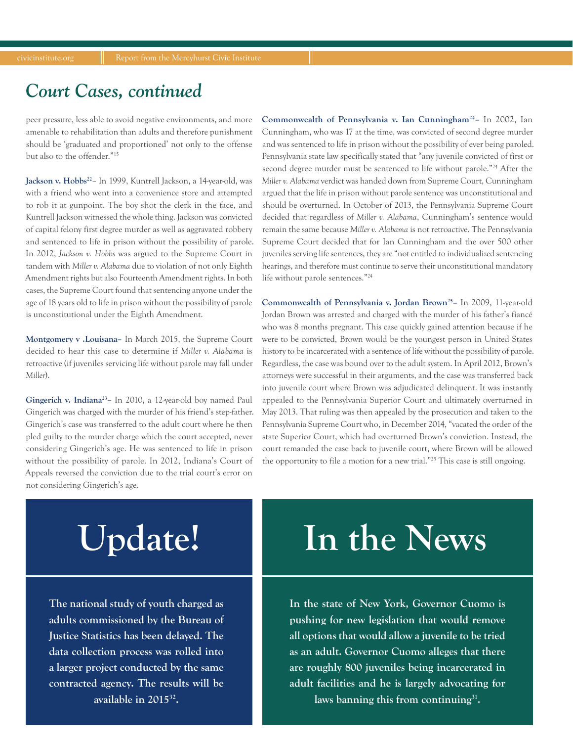## Court Cases, continued

peer pressure, less able to avoid negative environments, and more amenable to rehabilitation than adults and therefore punishment should be 'graduated and proportioned' not only to the offense but also to the offender."[15]

**Jackson v. Hobbs[22]**– In 1999, Kuntrell Jackson, a 14-year-old, was with a friend who went into a convenience store and attempted to rob it at gunpoint. The boy shot the clerk in the face, and Kuntrell Jackson witnessed the whole thing. Jackson was convicted of capital felony first degree murder as well as aggravated robbery and sentenced to life in prison without the possibility of parole. In 2012, *Jackson v. Hobbs* was argued to the Supreme Court in tandem with *Miller v. Alabama* due to violation of not only Eighth Amendment rights but also Fourteenth Amendment rights. In both cases, the Supreme Court found that sentencing anyone under the age of 18 years old to life in prison without the possibility of parole is unconstitutional under the Eighth Amendment.

**Montgomery v .Louisana**– In March 2015, the Supreme Court decided to hear this case to determine if *Miller v. Alabama* is retroactive (if juveniles servicing life without parole may fall under *Miller*).

**Gingerich v. Indiana[23]**– In 2010, a 12-year-old boy named Paul Gingerich was charged with the murder of his friend's step-father. Gingerich's case was transferred to the adult court where he then pled guilty to the murder charge which the court accepted, never considering Gingerich's age. He was sentenced to life in prison without the possibility of parole. In 2012, Indiana's Court of Appeals reversed the conviction due to the trial court's error on not considering Gingerich's age.

**Commonwealth of Pennsylvania v. Ian Cunningham[24]**– In 2002, Ian Cunningham, who was 17 at the time, was convicted of second degree murder and was sentenced to life in prison without the possibility of ever being paroled. Pennsylvania state law specifically stated that "any juvenile convicted of first or second degree murder must be sentenced to life without parole."[24] After the *Miller v. Alabama* verdict was handed down from Supreme Court, Cunningham argued that the life in prison without parole sentence was unconstitutional and should be overturned. In October of 2013, the Pennsylvania Supreme Court decided that regardless of *Miller v. Alabama*, Cunningham's sentence would remain the same because *Miller v. Alabama* is not retroactive. The Pennsylvania Supreme Court decided that for Ian Cunningham and the over 500 other juveniles serving life sentences, they are "not entitled to individualized sentencing hearings, and therefore must continue to serve their unconstitutional mandatory life without parole sentences."[24]

**Commonwealth of Pennsylvania v. Jordan Brown[25]**– In 2009, 11-year-old Jordan Brown was arrested and charged with the murder of his father's fiancé who was 8 months pregnant. This case quickly gained attention because if he were to be convicted, Brown would be the youngest person in United States history to be incarcerated with a sentence of life without the possibility of parole. Regardless, the case was bound over to the adult system. In April 2012, Brown's attorneys were successful in their arguments, and the case was transferred back into juvenile court where Brown was adjudicated delinquent. It was instantly appealed to the Pennsylvania Superior Court and ultimately overturned in May 2013. That ruling was then appealed by the prosecution and taken to the Pennsylvania Supreme Court who, in December 2014, "vacated the order of the state Superior Court, which had overturned Brown's conviction. Instead, the court remanded the case back to juvenile court, where Brown will be allowed the opportunity to file a motion for a new trial."[25] This case is still ongoing.

# Update!

**The national study of youth charged as adults commissioned by the Bureau of Justice Statistics has been delayed. The data collection process was rolled into a larger project conducted by the same contracted agency. The results will be available in 2015[32].**

# In the News

**In the state of New York, Governor Cuomo is pushing for new legislation that would remove all options that would allow a juvenile to be tried as an adult. Governor Cuomo alleges that there are roughly 800 juveniles being incarcerated in adult facilities and he is largely advocating for laws banning this from continuing[31].**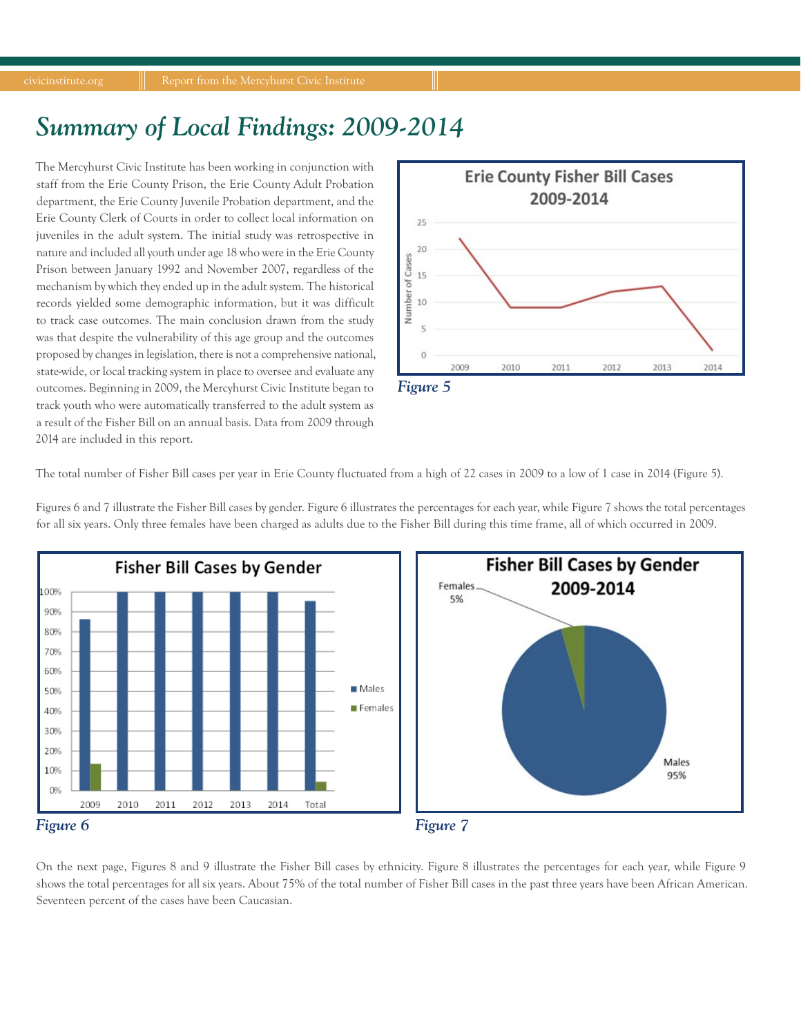# *Summary of Local Findings: 2009-2014*

The Mercyhurst Civic Institute has been working in conjunction with staff from the Erie County Prison, the Erie County Adult Probation department, the Erie County Juvenile Probation department, and the Erie County Clerk of Courts in order to collect local information on juveniles in the adult system. The initial study was retrospective in nature and included all youth under age 18 who were in the Erie County Prison between January 1992 and November 2007, regardless of the mechanism by which they ended up in the adult system. The historical records yielded some demographic information, but it was difficult to track case outcomes. The main conclusion drawn from the study was that despite the vulnerability of this age group and the outcomes proposed by changes in legislation, there is not a comprehensive national, state-wide, or local tracking system in place to oversee and evaluate any outcomes. Beginning in 2009, the Mercyhurst Civic Institute began to track youth who were automatically transferred to the adult system as a result of the Fisher Bill on an annual basis. Data from 2009 through 2014 are included in this report.

*Figure 5*

The total number of Fisher Bill cases per year in Erie County fluctuated from a high of 22 cases in 2009 to a low of 1 case in 2014 (Figure 5).

Figures 6 and 7 illustrate the Fisher Bill cases by gender. Figure 6 illustrates the percentages for each year, while Figure 7 shows the total percentages for all six years. Only three females have been charged as adults due to the Fisher Bill during this time frame, all of which occurred in 2009.

*Figure 6*

*Figure 7*

On the next page, Figures 8 and 9 illustrate the Fisher Bill cases by ethnicity. Figure 8 illustrates the percentages for each year, while Figure 9 shows the total percentages for all six years. About 75% of the total number of Fisher Bill cases in the past three years have been African American. Seventeen percent of the cases have been Caucasian.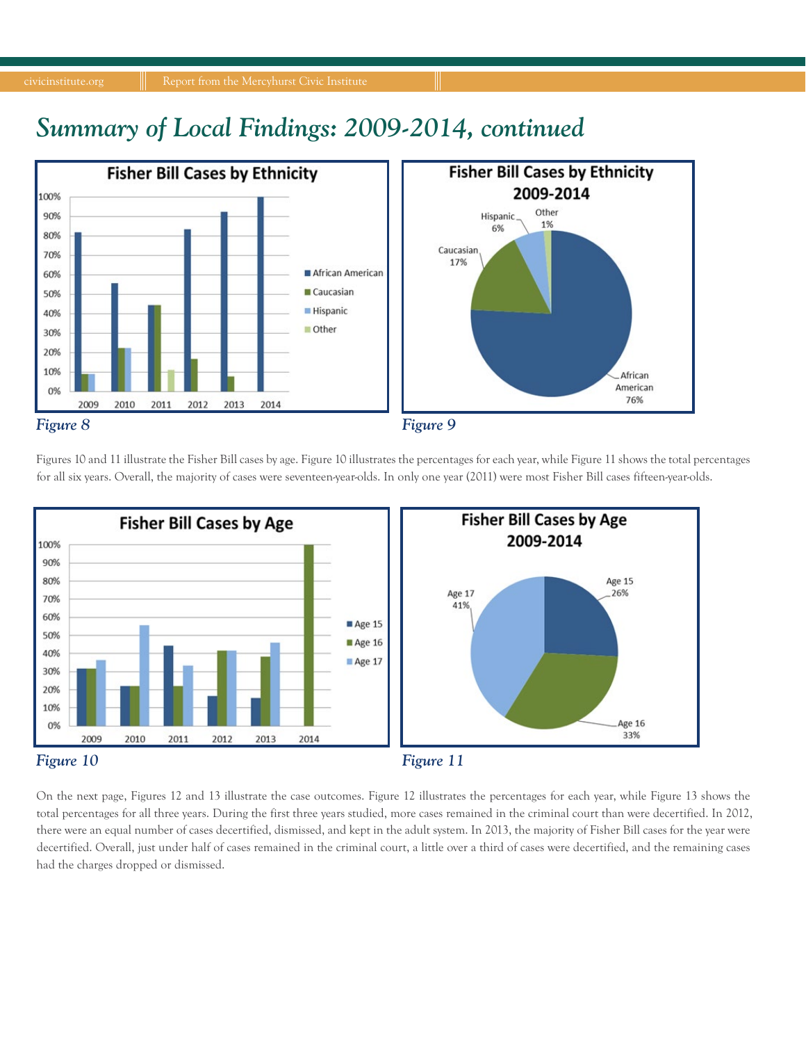# Summary of Local Findings: 2009-2014, continued

*Figure 8*

*Figure 9*

Figures 10 and 11 illustrate the Fisher Bill cases by age. Figure 10 illustrates the percentages for each year, while Figure 11 shows the total percentages for all six years. Overall, the majority of cases were seventeen-year-olds. In only one year (2011) were most Fisher Bill cases fifteen-year-olds.

*Figure 10*

*Figure 11*

On the next page, Figures 12 and 13 illustrate the case outcomes. Figure 12 illustrates the percentages for each year, while Figure 13 shows the total percentages for all three years. During the first three years studied, more cases remained in the criminal court than were decertified. In 2012, there were an equal number of cases decertified, dismissed, and kept in the adult system. In 2013, the majority of Fisher Bill cases for the year were decertified. Overall, just under half of cases remained in the criminal court, a little over a third of cases were decertified, and the remaining cases had the charges dropped or dismissed.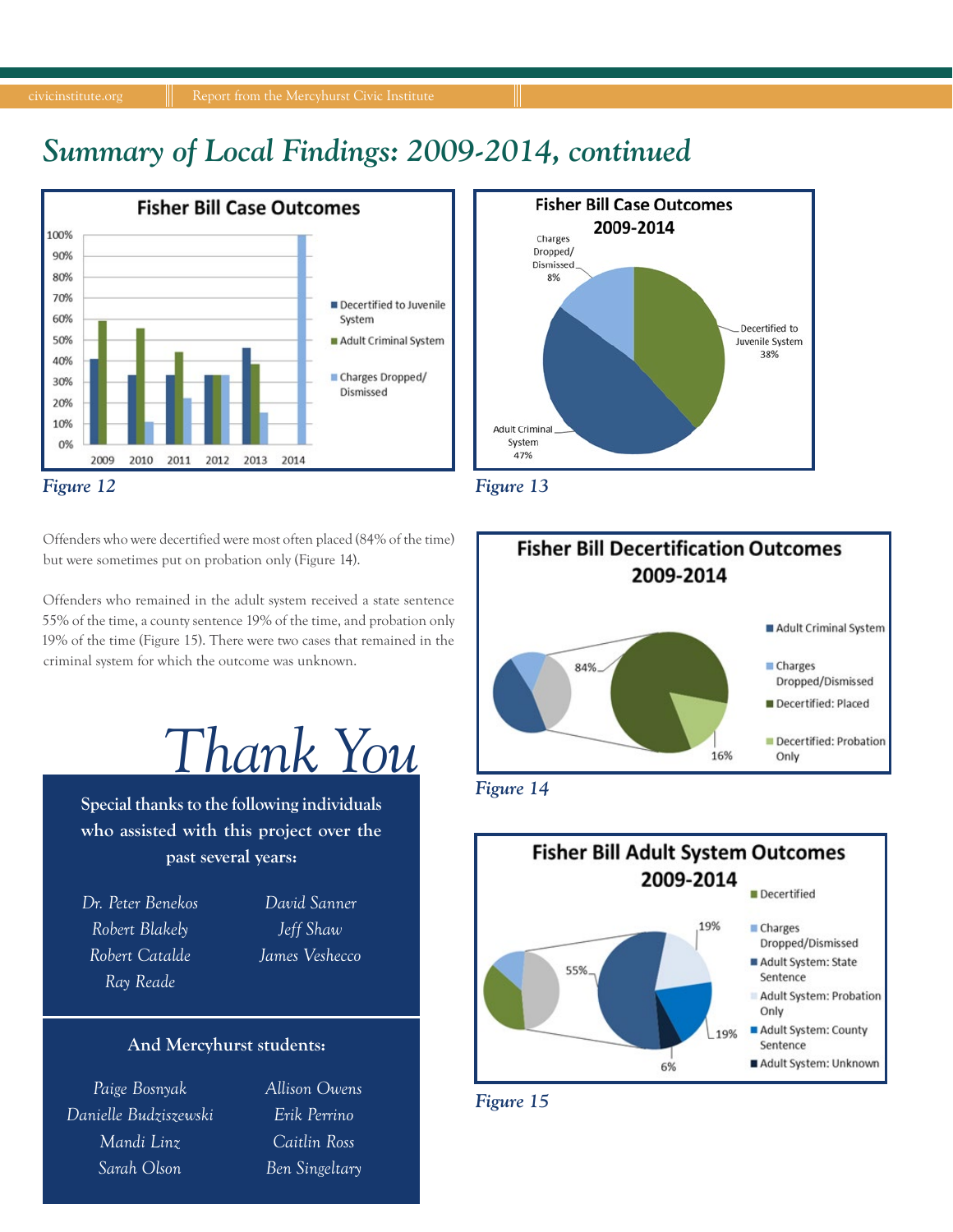## *Summary of Local Findings: 2009-2014, continued*

*Figure 12*

*Figure 13*

Offenders who were decertified were most often placed (84% of the time) but were sometimes put on probation only (Figure 14).

Offenders who remained in the adult system received a state sentence 55% of the time, a county sentence 19% of the time, and probation only 19% of the time (Figure 15). There were two cases that remained in the criminal system for which the outcome was unknown.

*Figure 14*

*Figure 15*

# *Thank You*

**Special thanks to the following individuals who assisted with this project over the past several years:**

*Dr. Peter Benekos*
*Robert Blakely*
*Robert Catalde*
*Ray Reade*
*David Sanner*
*Jeff Shaw*
*James Veshecco*

**And Mercyhurst students:**

*Paige Bosnyak*
*Danielle Budziszewski*
*Mandi Linz*
*Sarah Olson*
*Allison Owens*
*Erik Perrino*
*Caitlin Ross*
*Ben Singeltary*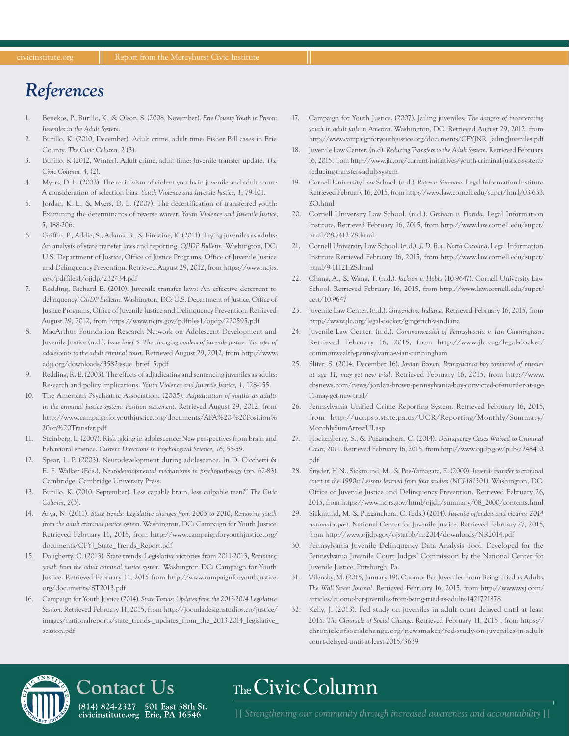# References

1. Benekos, P., Burillo, K., & Olson, S. (2008, November). *Erie County Youth in Prison: Juveniles in the Adult System*.
2. Burillo, K. (2010, December). Adult crime, adult time: Fisher Bill cases in Erie County. *The Civic Column, 2* (3).
3. Burillo, K (2012, Winter). Adult crime, adult time: Juvenile transfer update. *The Civic Column, 4*, (2).
4. Myers, D. L. (2003). The recidivism of violent youths in juvenile and adult court: A consideration of selection bias. *Youth Violence and Juvenile Justice, 1*, 79-101.
5. Jordan, K. L., & Myers, D. L. (2007). The decertification of transferred youth: Examining the determinants of reverse waiver. *Youth Violence and Juvenile Justice, 5*, 188-206.
6. Griffin, P., Addie, S., Adams, B., & Firestine, K. (2011). Trying juveniles as adults: An analysis of state transfer laws and reporting. *OJJDP Bulletin*. Washington, DC: U.S. Department of Justice, Office of Justice Programs, Office of Juvenile Justice and Delinquency Prevention. Retrieved August 29, 2012, from https://www.ncjrs.gov/pdffiles1/ojjdp/232434.pdf
7. Redding, Richard E. (2010). Juvenile transfer laws: An effective deterrent to delinquency? *OJJDP Bulletin*. Washington, DC: U.S. Department of Justice, Office of Justice Programs, Office of Juvenile Justice and Delinquency Prevention. Retrieved August 29, 2012, from https://www.ncjrs.gov/pdffiles1/ojjdp/220595.pdf
8. MacArthur Foundation Research Network on Adolescent Development and Juvenile Justice (n.d.). *Issue brief 5: The changing borders of juvenile justice: Transfer of adolescents to the adult criminal court*. Retrieved August 29, 2012, from http://www.adjj.org/downloads/3582issue_brief_5.pdf
9. Redding, R. E. (2003). The effects of adjudicating and sentencing juveniles as adults: Research and policy implications. *Youth Violence and Juvenile Justice, 1*, 128-155.
10. The American Psychiatric Association. (2005). *Adjudication of youths as adults in the criminal justice system: Position statement*. Retrieved August 29, 2012, from http://www.campaignforyouthjustice.org/documents/APA%20-%20Position%20on%20Transfer.pdf
11. Steinberg, L. (2007). Risk taking in adolescence: New perspectives from brain and behavioral science. *Current Directions in Psychological Science, 16*, 55-59.
12. Spear, L. P. (2003). Neurodevelopment during adolescence. In D. Cicchetti & E. F. Walker (Eds.), *Neurodevelopmental mechanisms in psychopathology* (pp. 62-83). Cambridge: Cambridge University Press.
13. Burillo, K. (2010, September). Less capable brain, less culpable teen?" *The Civic Column, 2*(3).
14. Arya, N. (2011). *State trends: Legislative changes from 2005 to 2010, Removing youth from the adult criminal justice system*. Washington, DC: Campaign for Youth Justice. Retrieved February 11, 2015, from http://www.campaignforyouthjustice.org/documents/CFYJ_State_Trends_Report.pdf
15. Daugherty, C. (2013). State trends: Legislative victories from 2011-2013, *Removing youth from the adult criminal justice system*. Washington DC: Campaign for Youth Justice. Retrieved February 11, 2015 from http://www.campaignforyouthjustice.org/documents/ST2013.pdf
16. Campaign for Youth Justice (2014). *State Trends: Updates from the 2013-2014 Legislative Session*. Retrieved February 11, 2015, from http://joomladesignstudios.co/justice/images/nationalreports/state_trends-_updates_from_the_2013-2014_legislative_session.pdf
17. Campaign for Youth Justice. (2007). Jailing juveniles: *The dangers of incarcerating youth in adult jails in America*. Washington, DC. Retrieved August 29, 2012, from http://www.campaignforyouthjustice.org/documents/CFYJNR_JailingJuveniles.pdf
18. Juvenile Law Center. (n.d). *Reducing Transfers to the Adult System*. Retrieved February 16, 2015, from http://www.jlc.org/current-initiatives/youth-criminal-justice-system/reducing-transfers-adult-system
19. Cornell University Law School. (n.d.). *Roper v. Simmons*. Legal Information Institute. Retrieved February 16, 2015, from http://www.law.cornell.edu/supct/html/03-633.ZO.html
20. Cornell University Law School. (n.d.). *Graham v. Florida*. Legal Information Institute. Retrieved February 16, 2015, from http://www.law.cornell.edu/supct/html/08-7412.ZS.html
21. Cornell University Law School. (n.d.). *J. D. B. v. North Carolina*. Legal Information Institute Retrieved February 16, 2015, from http://www.law.cornell.edu/supct/html/9-11121.ZS.html
22. Chang, A., & Wang, T. (n.d.). *Jackson v. Hobbs* (10-9647). Cornell University Law School. Retrieved February 16, 2015, from http://www.law.cornell.edu/supct/cert/10-9647
23. Juvenile Law Center. (n.d.). *Gingerich v. Indiana*. Retrieved February 16, 2015, from http://www.jlc.org/legal-docket/gingerich-v-indiana
24. Juvenile Law Center. (n.d.). *Commonwealth of Pennsylvania v. Ian Cunningham*. Retrieved February 16, 2015, from http://www.jlc.org/legal-docket/commonwealth-pennsylvania-v-ian-cunningham
25. Slifer, S. (2014, December 16). *Jordan Brown, Pennsylvania boy convicted of murder at age 11, may get new trial*. Retrieved February 16, 2015, from http://www.cbsnews.com/news/jordan-brown-pennsylvania-boy-convicted-of-murder-at-age-11-may-get-new-trial/
26. Pennsylvania Unified Crime Reporting System. Retrieved February 16, 2015, from http://ucr.psp.state.pa.us/UCR/Reporting/Monthly/Summary/MonthlySumArrestUI.asp
27. Hockenberry, S., & Puzzanchera, C. (2014). *Delinquency Cases Waived to Criminal Court, 2011*. Retrieved February 16, 2015, from http://www.ojjdp.gov/pubs/248410.pdf
28. Snyder, H.N., Sickmund, M., & Poe-Yamagata, E. (2000). *Juvenile transfer to criminal court in the 1990s: Lessons learned from four studies (NCJ-181301)*. Washington, DC: Office of Juvenile Justice and Delinquency Prevention. Retrieved February 26, 2015, from https://www.ncjrs.gov/html/ojjdp/summary/08_2000/contents.html
29. Sickmund, M. & Puzzanchera, C. (Eds.) (2014). *Juvenile offenders and victims: 2014 national report*. National Center for Juvenile Justice. Retrieved February 27, 2015, from http://www.ojjdp.gov/ojstatbb/nr2014/downloads/NR2014.pdf
30. Pennsylvania Juvenile Delinquency Data Analysis Tool. Developed for the Pennsylvania Juvenile Court Judges' Commission by the National Center for Juvenile Justice, Pittsburgh, Pa.
31. Vilensky, M. (2015, January 19). Cuomo: Bar Juveniles From Being Tried as Adults. *The Wall Street Journal*. Retrieved February 16, 2015, from http://www.wsj.com/articles/cuomo-bar-juveniles-from-being-tried-as-adults-1421721878
32. Kelly, J. (2013). Fed study on juveniles in adult court delayed until at least 2015. *The Chronicle of Social Change*. Retrieved February 11, 2015 , from https://chronicleofsocialchange.org/newsmaker/fed-study-on-juveniles-in-adult-court-delayed-until-at-least-2015/3639

## Contact Us

(814) 824-2327 501 East 38th St.
civicinstitute.org Erie, PA 16546

The Civic Column

][ *Strengthening our community through increased awareness and accountability* ][